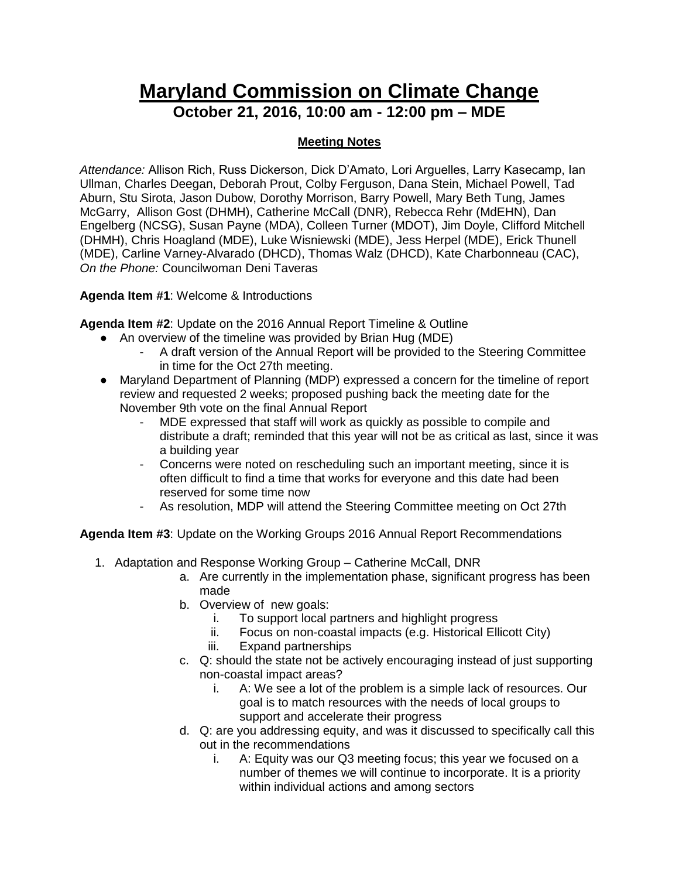# Maryland Commission on Climate Change

## October 21, 2016, 10:00 am - 12:00 pm – MDE

### Meeting Notes

*Attendance:* Allison Rich, Russ Dickerson, Dick D'Amato, Lori Arguelles, Larry Kasecamp, Ian Ullman, Charles Deegan, Deborah Prout, Colby Ferguson, Dana Stein, Michael Powell, Tad Aburn, Stu Sirota, Jason Dubow, Dorothy Morrison, Barry Powell, Mary Beth Tung, James McGarry, Allison Gost (DHMH), Catherine McCall (DNR), Rebecca Rehr (MdEHN), Dan Engelberg (NCSG), Susan Payne (MDA), Colleen Turner (MDOT), Jim Doyle, Clifford Mitchell (DHMH), Chris Hoagland (MDE), Luke Wisniewski (MDE), Jess Herpel (MDE), Erick Thunell (MDE), Carline Varney-Alvarado (DHCD), Thomas Walz (DHCD), Kate Charbonneau (CAC), *On the Phone:* Councilwoman Deni Taveras

**Agenda Item #1**: Welcome & Introductions

**Agenda Item #2**: Update on the 2016 Annual Report Timeline & Outline

- An overview of the timeline was provided by Brian Hug (MDE)
  - A draft version of the Annual Report will be provided to the Steering Committee in time for the Oct 27th meeting.
- Maryland Department of Planning (MDP) expressed a concern for the timeline of report review and requested 2 weeks; proposed pushing back the meeting date for the November 9th vote on the final Annual Report
  - MDE expressed that staff will work as quickly as possible to compile and distribute a draft; reminded that this year will not be as critical as last, since it was a building year
  - Concerns were noted on rescheduling such an important meeting, since it is often difficult to find a time that works for everyone and this date had been reserved for some time now
  - As resolution, MDP will attend the Steering Committee meeting on Oct 27th

**Agenda Item #3**: Update on the Working Groups 2016 Annual Report Recommendations

1. Adaptation and Response Working Group – Catherine McCall, DNR
   a. Are currently in the implementation phase, significant progress has been made
   b. Overview of new goals:
      i. To support local partners and highlight progress
      ii. Focus on non-coastal impacts (e.g. Historical Ellicott City)
      iii. Expand partnerships
   c. Q: should the state not be actively encouraging instead of just supporting non-coastal impact areas?
      i. A: We see a lot of the problem is a simple lack of resources. Our goal is to match resources with the needs of local groups to support and accelerate their progress
   d. Q: are you addressing equity, and was it discussed to specifically call this out in the recommendations
      i. A: Equity was our Q3 meeting focus; this year we focused on a number of themes we will continue to incorporate. It is a priority within individual actions and among sectors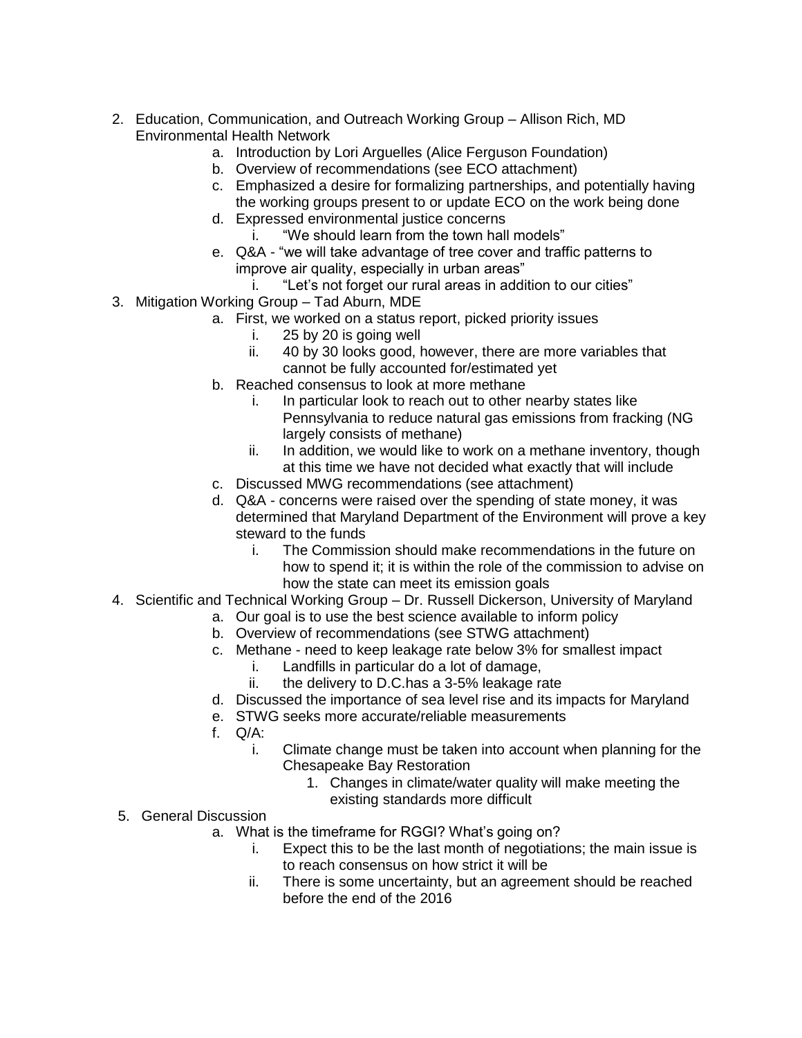2. Education, Communication, and Outreach Working Group – Allison Rich, MD Environmental Health Network
    a. Introduction by Lori Arguelles (Alice Ferguson Foundation)
    b. Overview of recommendations (see ECO attachment)
    c. Emphasized a desire for formalizing partnerships, and potentially having the working groups present to or update ECO on the work being done
    d. Expressed environmental justice concerns
        i. "We should learn from the town hall models"
    e. Q&A - "we will take advantage of tree cover and traffic patterns to improve air quality, especially in urban areas"
        i. "Let's not forget our rural areas in addition to our cities"
3. Mitigation Working Group – Tad Aburn, MDE
    a. First, we worked on a status report, picked priority issues
        i. 25 by 20 is going well
        ii. 40 by 30 looks good, however, there are more variables that cannot be fully accounted for/estimated yet
    b. Reached consensus to look at more methane
        i. In particular look to reach out to other nearby states like Pennsylvania to reduce natural gas emissions from fracking (NG largely consists of methane)
        ii. In addition, we would like to work on a methane inventory, though at this time we have not decided what exactly that will include
    c. Discussed MWG recommendations (see attachment)
    d. Q&A - concerns were raised over the spending of state money, it was determined that Maryland Department of the Environment will prove a key steward to the funds
        i. The Commission should make recommendations in the future on how to spend it; it is within the role of the commission to advise on how the state can meet its emission goals
4. Scientific and Technical Working Group – Dr. Russell Dickerson, University of Maryland
    a. Our goal is to use the best science available to inform policy
    b. Overview of recommendations (see STWG attachment)
    c. Methane - need to keep leakage rate below 3% for smallest impact
        i. Landfills in particular do a lot of damage,
        ii. the delivery to D.C.has a 3-5% leakage rate
    d. Discussed the importance of sea level rise and its impacts for Maryland
    e. STWG seeks more accurate/reliable measurements
    f. Q/A:
        i. Climate change must be taken into account when planning for the Chesapeake Bay Restoration
            1. Changes in climate/water quality will make meeting the existing standards more difficult
5. General Discussion
    a. What is the timeframe for RGGI? What's going on?
        i. Expect this to be the last month of negotiations; the main issue is to reach consensus on how strict it will be
        ii. There is some uncertainty, but an agreement should be reached before the end of the 2016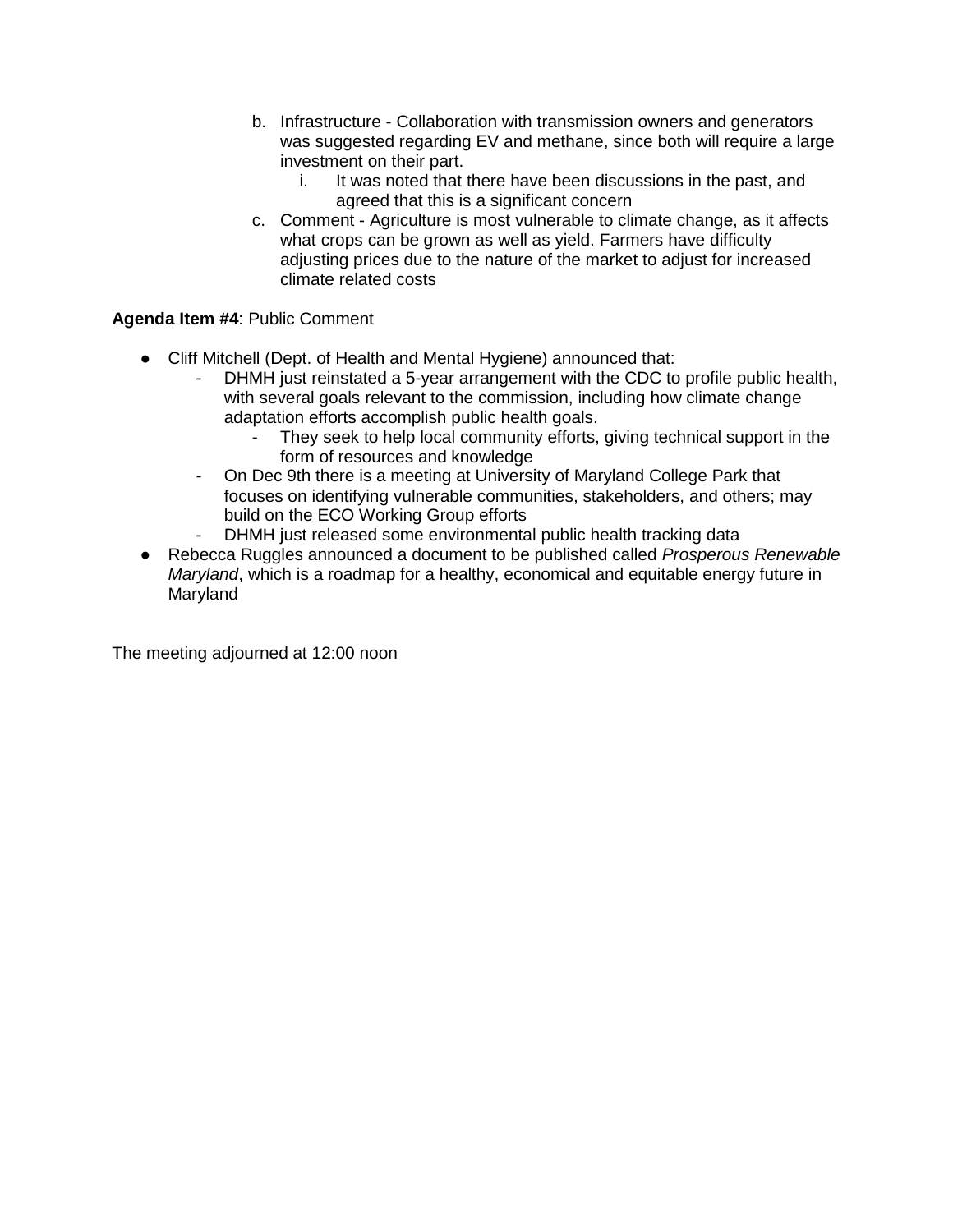b. Infrastructure - Collaboration with transmission owners and generators was suggested regarding EV and methane, since both will require a large investment on their part.
    i. It was noted that there have been discussions in the past, and agreed that this is a significant concern

c. Comment - Agriculture is most vulnerable to climate change, as it affects what crops can be grown as well as yield. Farmers have difficulty adjusting prices due to the nature of the market to adjust for increased climate related costs

**Agenda Item #4**: Public Comment

- Cliff Mitchell (Dept. of Health and Mental Hygiene) announced that:
    - DHMH just reinstated a 5-year arrangement with the CDC to profile public health, with several goals relevant to the commission, including how climate change adaptation efforts accomplish public health goals.
        - They seek to help local community efforts, giving technical support in the form of resources and knowledge
    - On Dec 9th there is a meeting at University of Maryland College Park that focuses on identifying vulnerable communities, stakeholders, and others; may build on the ECO Working Group efforts
    - DHMH just released some environmental public health tracking data
- Rebecca Ruggles announced a document to be published called *Prosperous Renewable Maryland*, which is a roadmap for a healthy, economical and equitable energy future in Maryland

The meeting adjourned at 12:00 noon